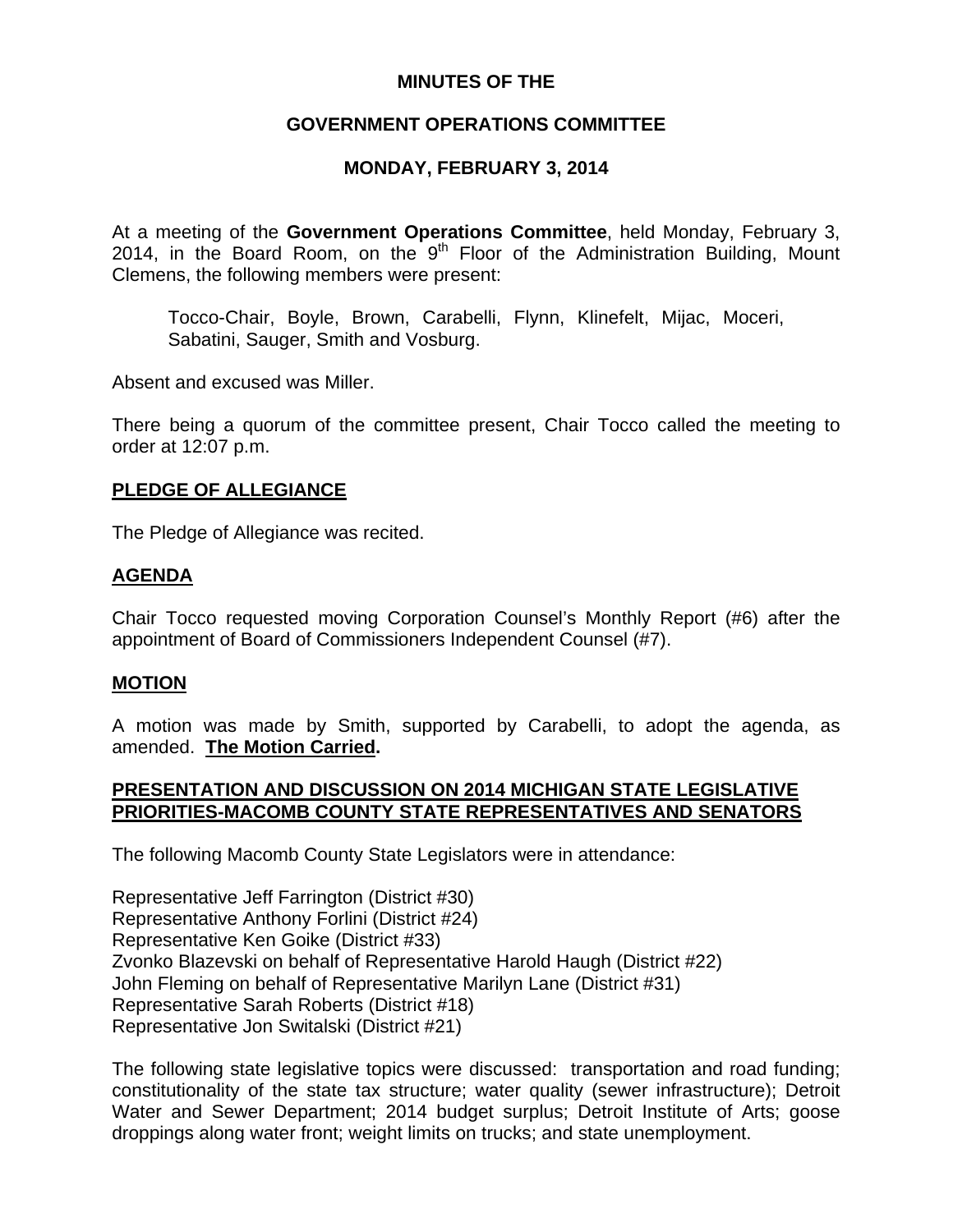**MINUTES OF THE**

**GOVERNMENT OPERATIONS COMMITTEE**

**MONDAY, FEBRUARY 3, 2014**

At a meeting of the **Government Operations Committee**, held Monday, February 3, 2014, in the Board Room, on the 9th Floor of the Administration Building, Mount Clemens, the following members were present:

Tocco-Chair, Boyle, Brown, Carabelli, Flynn, Klinefelt, Mijac, Moceri, Sabatini, Sauger, Smith and Vosburg.

Absent and excused was Miller.

There being a quorum of the committee present, Chair Tocco called the meeting to order at 12:07 p.m.

**PLEDGE OF ALLEGIANCE**

The Pledge of Allegiance was recited.

**AGENDA**

Chair Tocco requested moving Corporation Counsel's Monthly Report (#6) after the appointment of Board of Commissioners Independent Counsel (#7).

**MOTION**

A motion was made by Smith, supported by Carabelli, to adopt the agenda, as amended. **The Motion Carried.**

**PRESENTATION AND DISCUSSION ON 2014 MICHIGAN STATE LEGISLATIVE PRIORITIES-MACOMB COUNTY STATE REPRESENTATIVES AND SENATORS**

The following Macomb County State Legislators were in attendance:

Representative Jeff Farrington (District #30)
Representative Anthony Forlini (District #24)
Representative Ken Goike (District #33)
Zvonko Blazevski on behalf of Representative Harold Haugh (District #22)
John Fleming on behalf of Representative Marilyn Lane (District #31)
Representative Sarah Roberts (District #18)
Representative Jon Switalski (District #21)

The following state legislative topics were discussed: transportation and road funding; constitutionality of the state tax structure; water quality (sewer infrastructure); Detroit Water and Sewer Department; 2014 budget surplus; Detroit Institute of Arts; goose droppings along water front; weight limits on trucks; and state unemployment.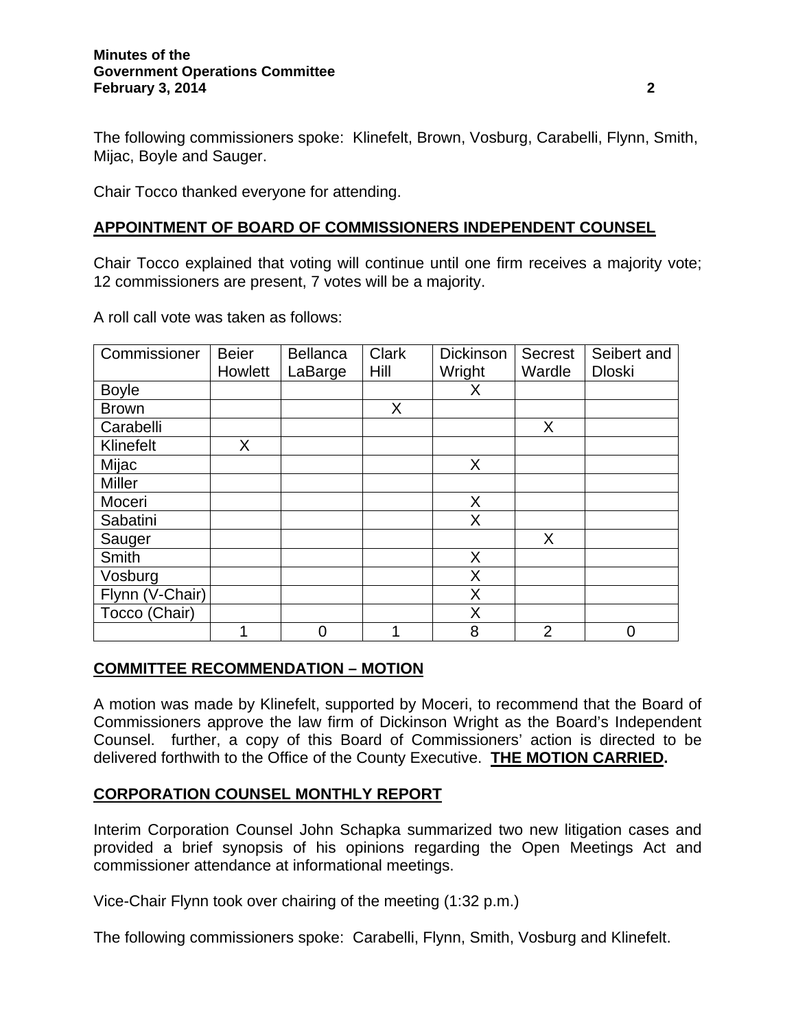The following commissioners spoke: Klinefelt, Brown, Vosburg, Carabelli, Flynn, Smith, Mijac, Boyle and Sauger.

Chair Tocco thanked everyone for attending.

**APPOINTMENT OF BOARD OF COMMISSIONERS INDEPENDENT COUNSEL**

Chair Tocco explained that voting will continue until one firm receives a majority vote; 12 commissioners are present, 7 votes will be a majority.

A roll call vote was taken as follows:

| Commissioner | Beier Howlett | Bellanca LaBarge | Clark Hill | Dickinson Wright | Secrest Wardle | Seibert and Dloski |
|---|---|---|---|---|---|---|
| Boyle | | | | X | | |
| Brown | | | X | | | |
| Carabelli | | | | | X | |
| Klinefelt | X | | | | | |
| Mijac | | | | X | | |
| Miller | | | | | | |
| Moceri | | | | X | | |
| Sabatini | | | | X | | |
| Sauger | | | | | X | |
| Smith | | | | X | | |
| Vosburg | | | | X | | |
| Flynn (V-Chair) | | | | X | | |
| Tocco (Chair) | | | | X | | |
| | 1 | 0 | 1 | 8 | 2 | 0 |

**COMMITTEE RECOMMENDATION – MOTION**

A motion was made by Klinefelt, supported by Moceri, to recommend that the Board of Commissioners approve the law firm of Dickinson Wright as the Board's Independent Counsel. further, a copy of this Board of Commissioners' action is directed to be delivered forthwith to the Office of the County Executive. **THE MOTION CARRIED.**

**CORPORATION COUNSEL MONTHLY REPORT**

Interim Corporation Counsel John Schapka summarized two new litigation cases and provided a brief synopsis of his opinions regarding the Open Meetings Act and commissioner attendance at informational meetings.

Vice-Chair Flynn took over chairing of the meeting (1:32 p.m.)

The following commissioners spoke: Carabelli, Flynn, Smith, Vosburg and Klinefelt.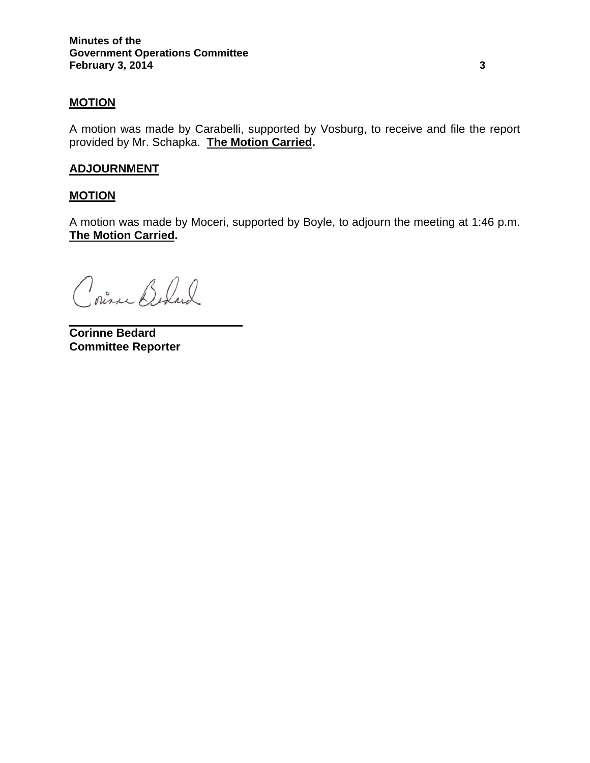**MOTION**

A motion was made by Carabelli, supported by Vosburg, to receive and file the report provided by Mr. Schapka. **The Motion Carried.**

**ADJOURNMENT**

**MOTION**

A motion was made by Moceri, supported by Boyle, to adjourn the meeting at 1:46 p.m. **The Motion Carried.**

**Corinne Bedard**
**Committee Reporter**